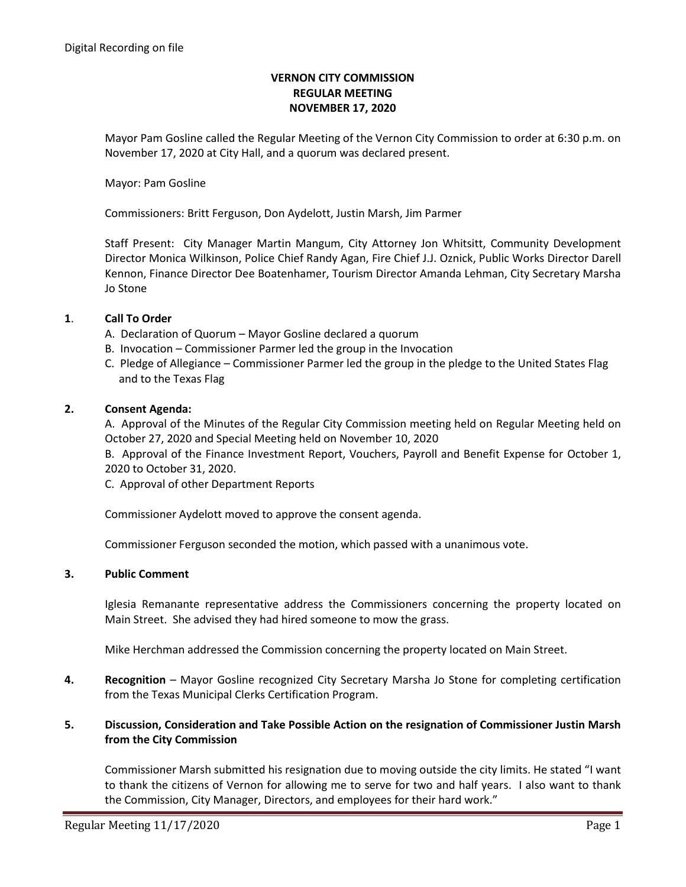Digital Recording on file

# VERNON CITY COMMISSION
## REGULAR MEETING
## NOVEMBER 17, 2020

Mayor Pam Gosline called the Regular Meeting of the Vernon City Commission to order at 6:30 p.m. on November 17, 2020 at City Hall, and a quorum was declared present.

Mayor: Pam Gosline

Commissioners: Britt Ferguson, Don Aydelott, Justin Marsh, Jim Parmer

Staff Present: City Manager Martin Mangum, City Attorney Jon Whitsitt, Community Development Director Monica Wilkinson, Police Chief Randy Agan, Fire Chief J.J. Oznick, Public Works Director Darell Kennon, Finance Director Dee Boatenhamer, Tourism Director Amanda Lehman, City Secretary Marsha Jo Stone

**1. Call To Order**

A. Declaration of Quorum – Mayor Gosline declared a quorum
B. Invocation – Commissioner Parmer led the group in the Invocation
C. Pledge of Allegiance – Commissioner Parmer led the group in the pledge to the United States Flag and to the Texas Flag

**2. Consent Agenda:**

A. Approval of the Minutes of the Regular City Commission meeting held on Regular Meeting held on October 27, 2020 and Special Meeting held on November 10, 2020
B. Approval of the Finance Investment Report, Vouchers, Payroll and Benefit Expense for October 1, 2020 to October 31, 2020.
C. Approval of other Department Reports

Commissioner Aydelott moved to approve the consent agenda.

Commissioner Ferguson seconded the motion, which passed with a unanimous vote.

**3. Public Comment**

Iglesia Remanante representative address the Commissioners concerning the property located on Main Street. She advised they had hired someone to mow the grass.

Mike Herchman addressed the Commission concerning the property located on Main Street.

**4. Recognition** – Mayor Gosline recognized City Secretary Marsha Jo Stone for completing certification from the Texas Municipal Clerks Certification Program.

**5. Discussion, Consideration and Take Possible Action on the resignation of Commissioner Justin Marsh from the City Commission**

Commissioner Marsh submitted his resignation due to moving outside the city limits. He stated "I want to thank the citizens of Vernon for allowing me to serve for two and half years. I also want to thank the Commission, City Manager, Directors, and employees for their hard work."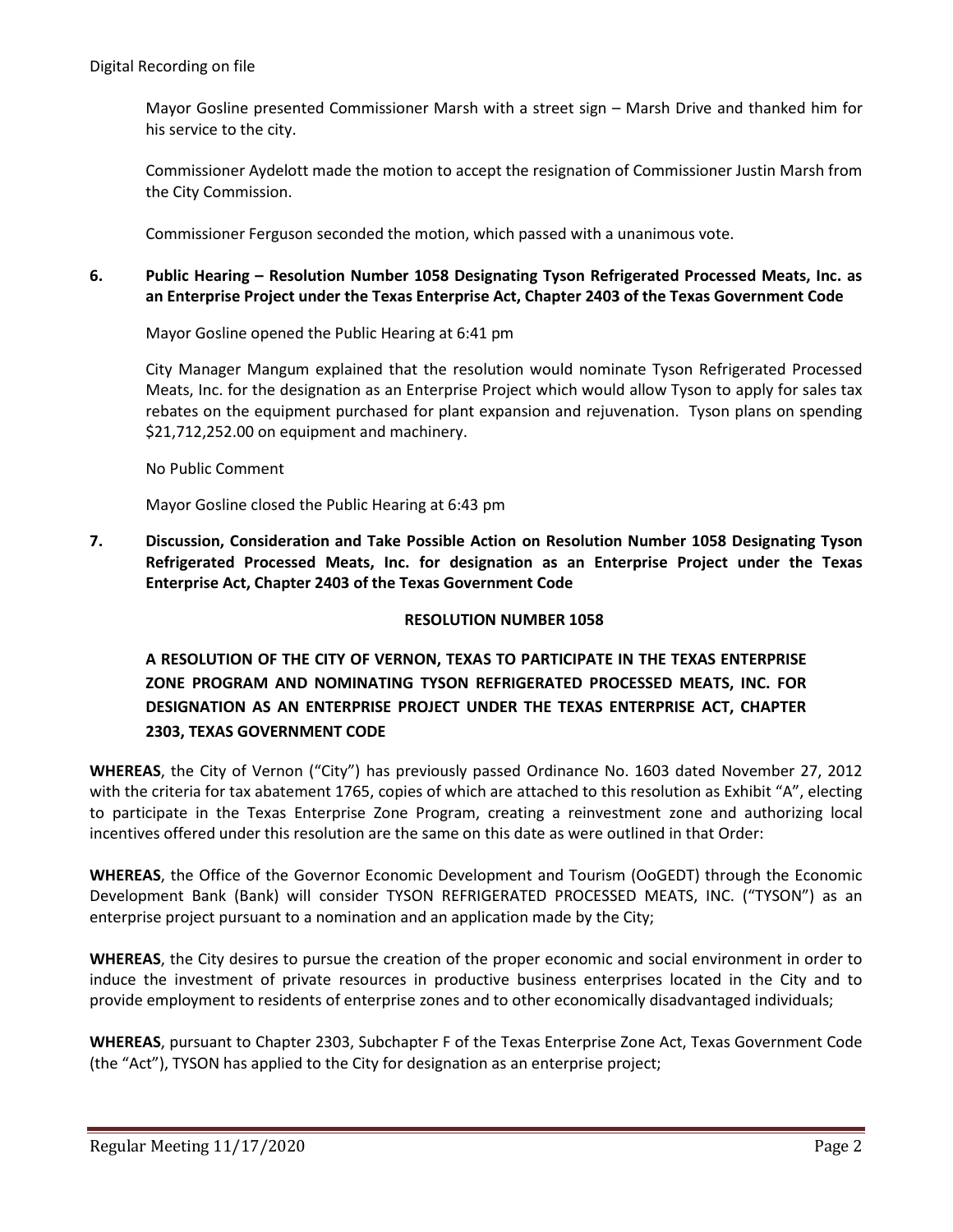Digital Recording on file

Mayor Gosline presented Commissioner Marsh with a street sign – Marsh Drive and thanked him for his service to the city.

Commissioner Aydelott made the motion to accept the resignation of Commissioner Justin Marsh from the City Commission.

Commissioner Ferguson seconded the motion, which passed with a unanimous vote.

**6. Public Hearing – Resolution Number 1058 Designating Tyson Refrigerated Processed Meats, Inc. as an Enterprise Project under the Texas Enterprise Act, Chapter 2403 of the Texas Government Code**

Mayor Gosline opened the Public Hearing at 6:41 pm

City Manager Mangum explained that the resolution would nominate Tyson Refrigerated Processed Meats, Inc. for the designation as an Enterprise Project which would allow Tyson to apply for sales tax rebates on the equipment purchased for plant expansion and rejuvenation. Tyson plans on spending $21,712,252.00 on equipment and machinery.

No Public Comment

Mayor Gosline closed the Public Hearing at 6:43 pm

**7. Discussion, Consideration and Take Possible Action on Resolution Number 1058 Designating Tyson Refrigerated Processed Meats, Inc. for designation as an Enterprise Project under the Texas Enterprise Act, Chapter 2403 of the Texas Government Code**

**RESOLUTION NUMBER 1058**

**A RESOLUTION OF THE CITY OF VERNON, TEXAS TO PARTICIPATE IN THE TEXAS ENTERPRISE ZONE PROGRAM AND NOMINATING TYSON REFRIGERATED PROCESSED MEATS, INC. FOR DESIGNATION AS AN ENTERPRISE PROJECT UNDER THE TEXAS ENTERPRISE ACT, CHAPTER 2303, TEXAS GOVERNMENT CODE**

**WHEREAS**, the City of Vernon ("City") has previously passed Ordinance No. 1603 dated November 27, 2012 with the criteria for tax abatement 1765, copies of which are attached to this resolution as Exhibit "A", electing to participate in the Texas Enterprise Zone Program, creating a reinvestment zone and authorizing local incentives offered under this resolution are the same on this date as were outlined in that Order:

**WHEREAS**, the Office of the Governor Economic Development and Tourism (OoGEDT) through the Economic Development Bank (Bank) will consider TYSON REFRIGERATED PROCESSED MEATS, INC. ("TYSON") as an enterprise project pursuant to a nomination and an application made by the City;

**WHEREAS**, the City desires to pursue the creation of the proper economic and social environment in order to induce the investment of private resources in productive business enterprises located in the City and to provide employment to residents of enterprise zones and to other economically disadvantaged individuals;

**WHEREAS**, pursuant to Chapter 2303, Subchapter F of the Texas Enterprise Zone Act, Texas Government Code (the "Act"), TYSON has applied to the City for designation as an enterprise project;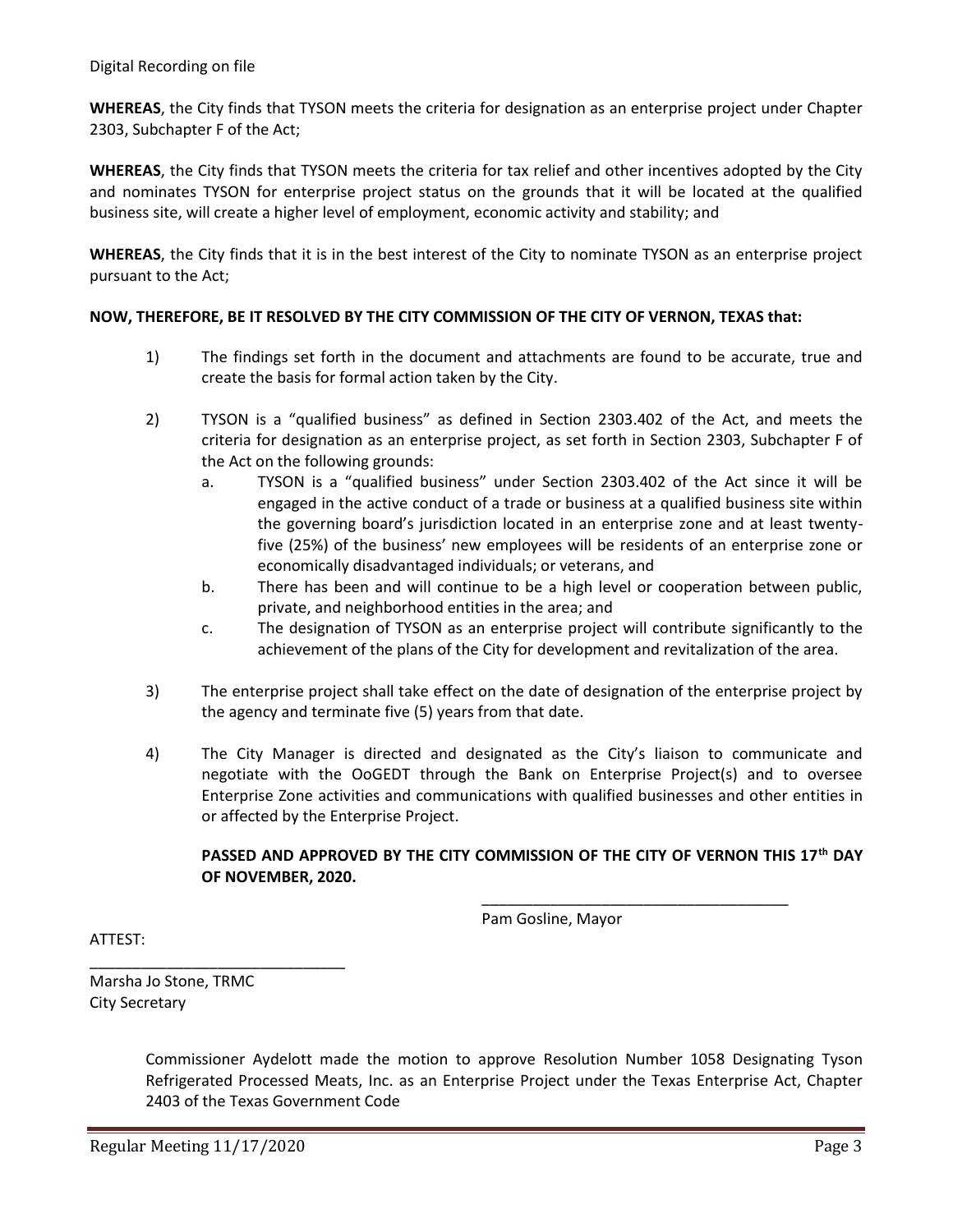Digital Recording on file

**WHEREAS**, the City finds that TYSON meets the criteria for designation as an enterprise project under Chapter 2303, Subchapter F of the Act;

**WHEREAS**, the City finds that TYSON meets the criteria for tax relief and other incentives adopted by the City and nominates TYSON for enterprise project status on the grounds that it will be located at the qualified business site, will create a higher level of employment, economic activity and stability; and

**WHEREAS**, the City finds that it is in the best interest of the City to nominate TYSON as an enterprise project pursuant to the Act;

**NOW, THEREFORE, BE IT RESOLVED BY THE CITY COMMISSION OF THE CITY OF VERNON, TEXAS that:**

1) The findings set forth in the document and attachments are found to be accurate, true and create the basis for formal action taken by the City.

2) TYSON is a "qualified business" as defined in Section 2303.402 of the Act, and meets the criteria for designation as an enterprise project, as set forth in Section 2303, Subchapter F of the Act on the following grounds:
   a. TYSON is a "qualified business" under Section 2303.402 of the Act since it will be engaged in the active conduct of a trade or business at a qualified business site within the governing board's jurisdiction located in an enterprise zone and at least twenty-five (25%) of the business' new employees will be residents of an enterprise zone or economically disadvantaged individuals; or veterans, and
   b. There has been and will continue to be a high level or cooperation between public, private, and neighborhood entities in the area; and
   c. The designation of TYSON as an enterprise project will contribute significantly to the achievement of the plans of the City for development and revitalization of the area.

3) The enterprise project shall take effect on the date of designation of the enterprise project by the agency and terminate five (5) years from that date.

4) The City Manager is directed and designated as the City's liaison to communicate and negotiate with the OoGEDT through the Bank on Enterprise Project(s) and to oversee Enterprise Zone activities and communications with qualified businesses and other entities in or affected by the Enterprise Project.

**PASSED AND APPROVED BY THE CITY COMMISSION OF THE CITY OF VERNON THIS 17th DAY OF NOVEMBER, 2020.**

_____________________________________
Pam Gosline, Mayor

ATTEST:

_____________________________
Marsha Jo Stone, TRMC
City Secretary

Commissioner Aydelott made the motion to approve Resolution Number 1058 Designating Tyson Refrigerated Processed Meats, Inc. as an Enterprise Project under the Texas Enterprise Act, Chapter 2403 of the Texas Government Code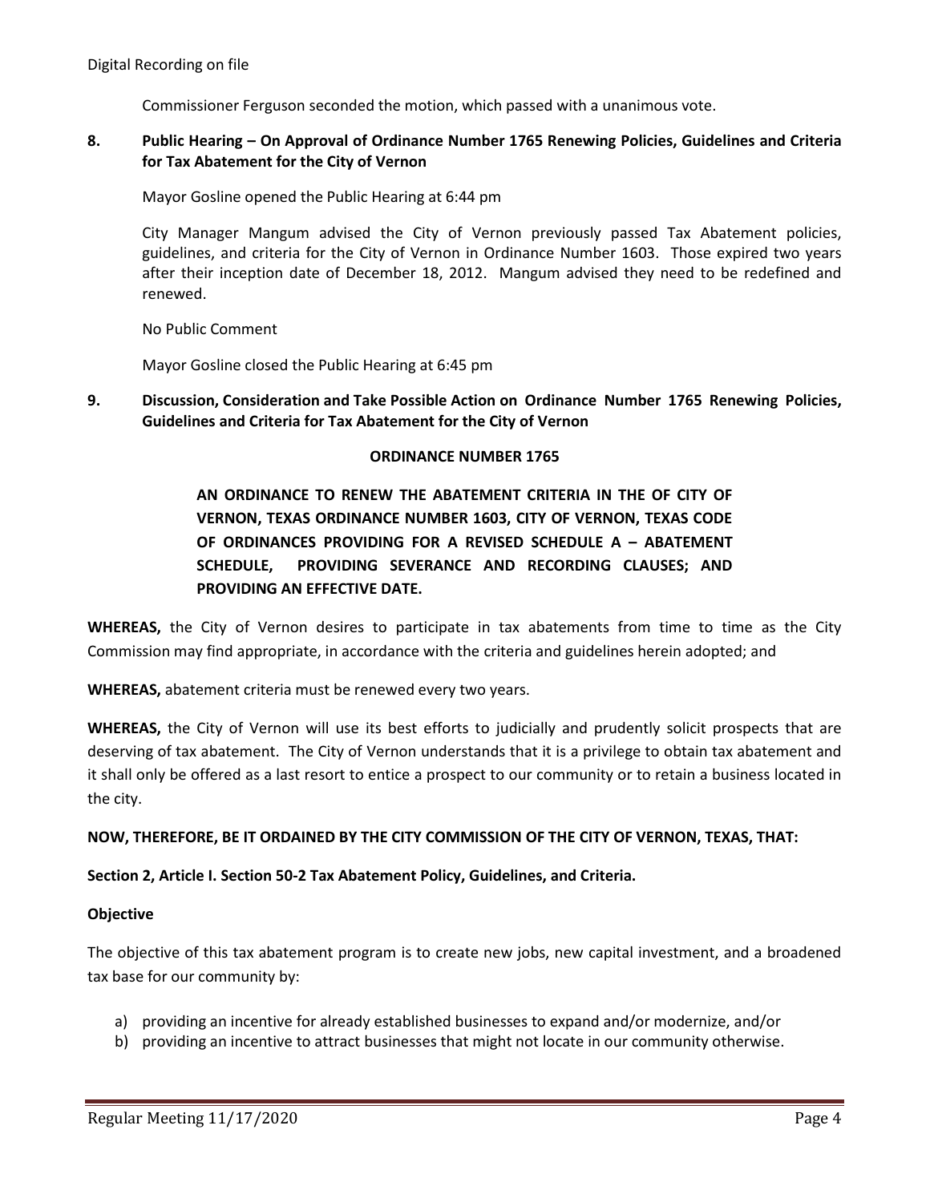Commissioner Ferguson seconded the motion, which passed with a unanimous vote.

**8. Public Hearing – On Approval of Ordinance Number 1765 Renewing Policies, Guidelines and Criteria for Tax Abatement for the City of Vernon**

Mayor Gosline opened the Public Hearing at 6:44 pm

City Manager Mangum advised the City of Vernon previously passed Tax Abatement policies, guidelines, and criteria for the City of Vernon in Ordinance Number 1603. Those expired two years after their inception date of December 18, 2012. Mangum advised they need to be redefined and renewed.

No Public Comment

Mayor Gosline closed the Public Hearing at 6:45 pm

**9. Discussion, Consideration and Take Possible Action on Ordinance Number 1765 Renewing Policies, Guidelines and Criteria for Tax Abatement for the City of Vernon**

**ORDINANCE NUMBER 1765**

**AN ORDINANCE TO RENEW THE ABATEMENT CRITERIA IN THE OF CITY OF VERNON, TEXAS ORDINANCE NUMBER 1603, CITY OF VERNON, TEXAS CODE OF ORDINANCES PROVIDING FOR A REVISED SCHEDULE A – ABATEMENT SCHEDULE, PROVIDING SEVERANCE AND RECORDING CLAUSES; AND PROVIDING AN EFFECTIVE DATE.**

**WHEREAS,** the City of Vernon desires to participate in tax abatements from time to time as the City Commission may find appropriate, in accordance with the criteria and guidelines herein adopted; and

**WHEREAS,** abatement criteria must be renewed every two years.

**WHEREAS,** the City of Vernon will use its best efforts to judicially and prudently solicit prospects that are deserving of tax abatement. The City of Vernon understands that it is a privilege to obtain tax abatement and it shall only be offered as a last resort to entice a prospect to our community or to retain a business located in the city.

**NOW, THEREFORE, BE IT ORDAINED BY THE CITY COMMISSION OF THE CITY OF VERNON, TEXAS, THAT:**

**Section 2, Article I. Section 50-2 Tax Abatement Policy, Guidelines, and Criteria.**

**Objective**

The objective of this tax abatement program is to create new jobs, new capital investment, and a broadened tax base for our community by:

a) providing an incentive for already established businesses to expand and/or modernize, and/or
b) providing an incentive to attract businesses that might not locate in our community otherwise.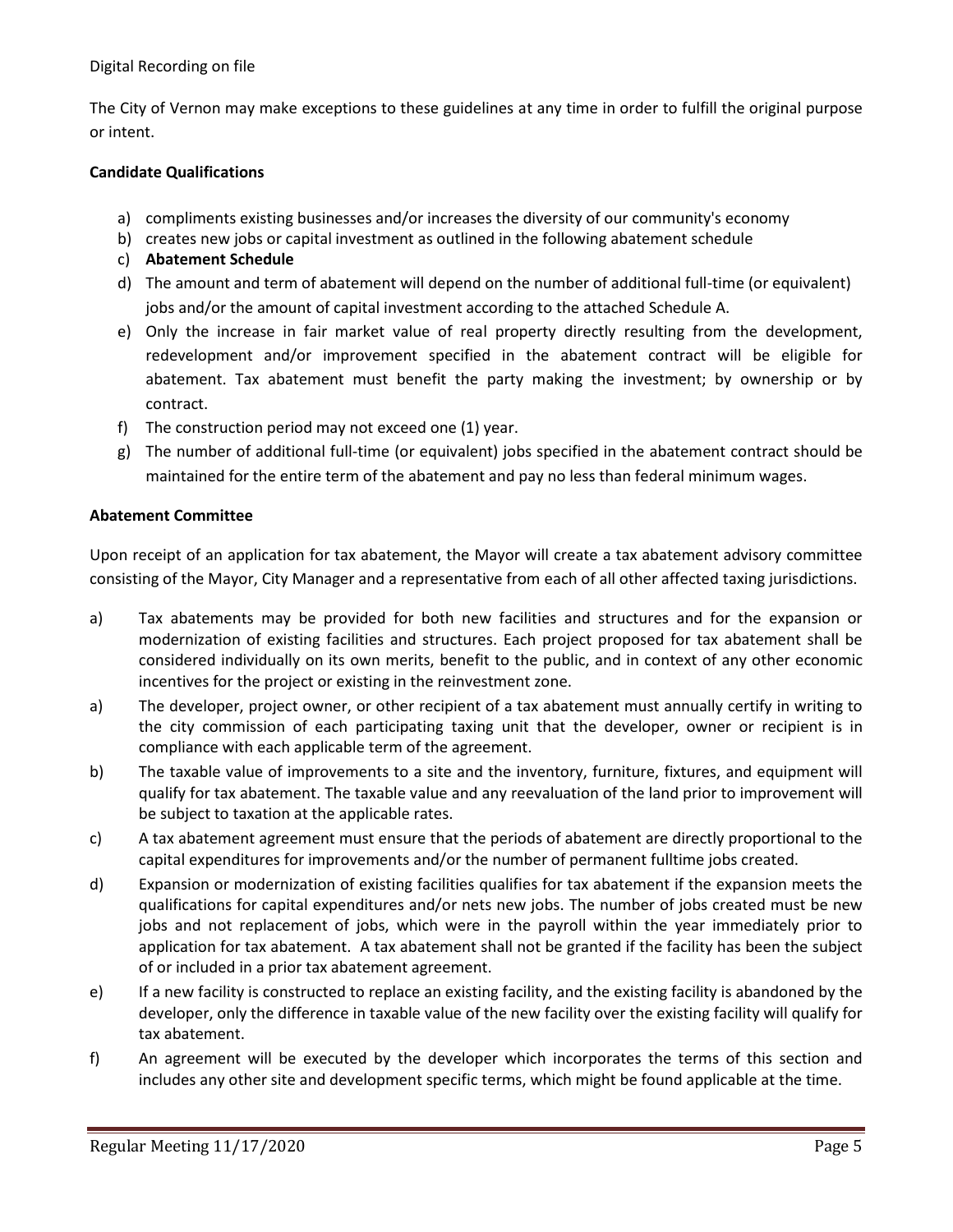Digital Recording on file

The City of Vernon may make exceptions to these guidelines at any time in order to fulfill the original purpose or intent.

**Candidate Qualifications**

a) compliments existing businesses and/or increases the diversity of our community's economy
b) creates new jobs or capital investment as outlined in the following abatement schedule
c) **Abatement Schedule**
d) The amount and term of abatement will depend on the number of additional full-time (or equivalent) jobs and/or the amount of capital investment according to the attached Schedule A.
e) Only the increase in fair market value of real property directly resulting from the development, redevelopment and/or improvement specified in the abatement contract will be eligible for abatement. Tax abatement must benefit the party making the investment; by ownership or by contract.
f) The construction period may not exceed one (1) year.
g) The number of additional full-time (or equivalent) jobs specified in the abatement contract should be maintained for the entire term of the abatement and pay no less than federal minimum wages.

**Abatement Committee**

Upon receipt of an application for tax abatement, the Mayor will create a tax abatement advisory committee consisting of the Mayor, City Manager and a representative from each of all other affected taxing jurisdictions.

a) Tax abatements may be provided for both new facilities and structures and for the expansion or modernization of existing facilities and structures. Each project proposed for tax abatement shall be considered individually on its own merits, benefit to the public, and in context of any other economic incentives for the project or existing in the reinvestment zone.

a) The developer, project owner, or other recipient of a tax abatement must annually certify in writing to the city commission of each participating taxing unit that the developer, owner or recipient is in compliance with each applicable term of the agreement.

b) The taxable value of improvements to a site and the inventory, furniture, fixtures, and equipment will qualify for tax abatement. The taxable value and any reevaluation of the land prior to improvement will be subject to taxation at the applicable rates.

c) A tax abatement agreement must ensure that the periods of abatement are directly proportional to the capital expenditures for improvements and/or the number of permanent fulltime jobs created.

d) Expansion or modernization of existing facilities qualifies for tax abatement if the expansion meets the qualifications for capital expenditures and/or nets new jobs. The number of jobs created must be new jobs and not replacement of jobs, which were in the payroll within the year immediately prior to application for tax abatement. A tax abatement shall not be granted if the facility has been the subject of or included in a prior tax abatement agreement.

e) If a new facility is constructed to replace an existing facility, and the existing facility is abandoned by the developer, only the difference in taxable value of the new facility over the existing facility will qualify for tax abatement.

f) An agreement will be executed by the developer which incorporates the terms of this section and includes any other site and development specific terms, which might be found applicable at the time.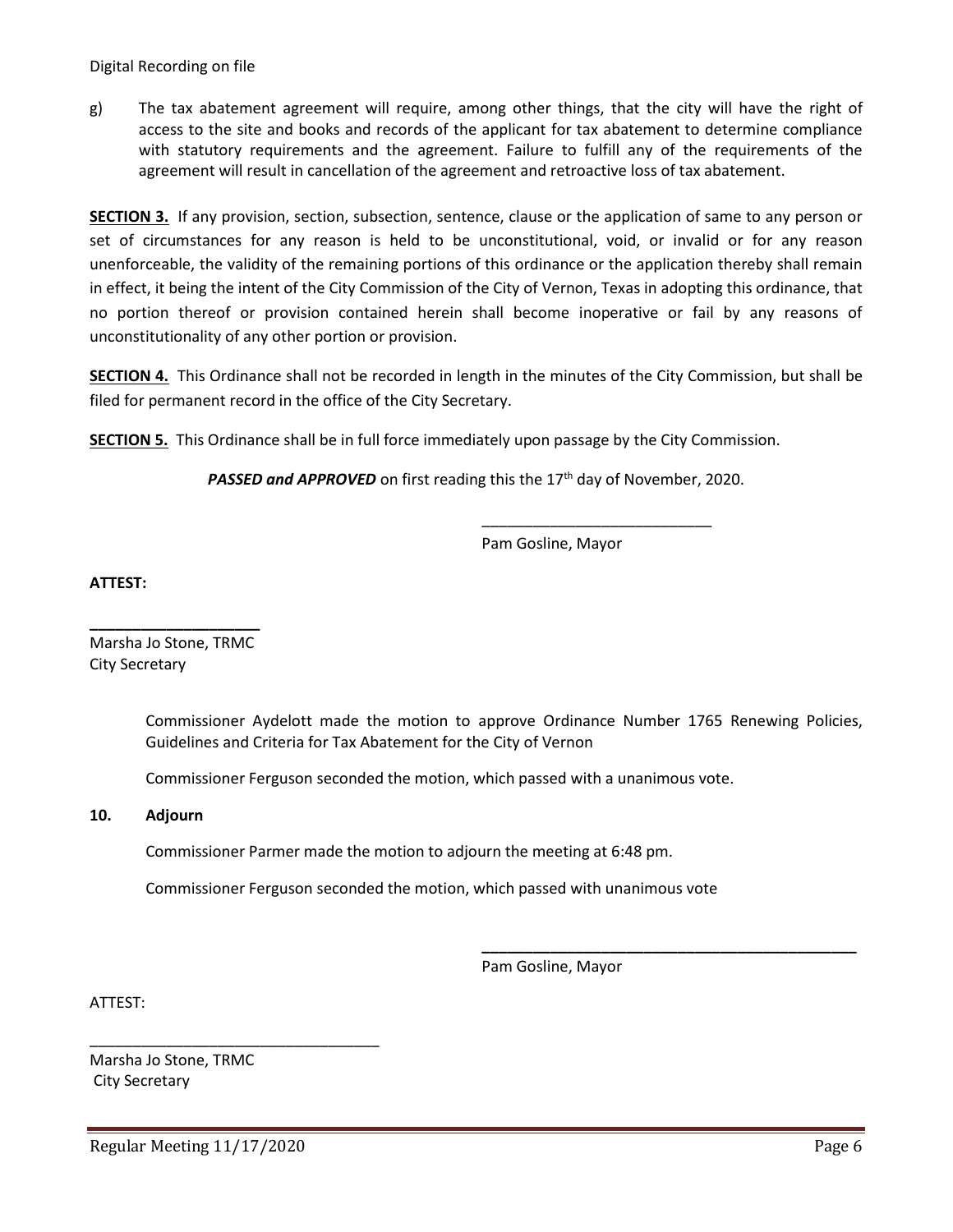Digital Recording on file

g) The tax abatement agreement will require, among other things, that the city will have the right of access to the site and books and records of the applicant for tax abatement to determine compliance with statutory requirements and the agreement. Failure to fulfill any of the requirements of the agreement will result in cancellation of the agreement and retroactive loss of tax abatement.

**SECTION 3.** If any provision, section, subsection, sentence, clause or the application of same to any person or set of circumstances for any reason is held to be unconstitutional, void, or invalid or for any reason unenforceable, the validity of the remaining portions of this ordinance or the application thereby shall remain in effect, it being the intent of the City Commission of the City of Vernon, Texas in adopting this ordinance, that no portion thereof or provision contained herein shall become inoperative or fail by any reasons of unconstitutionality of any other portion or provision.

**SECTION 4.** This Ordinance shall not be recorded in length in the minutes of the City Commission, but shall be filed for permanent record in the office of the City Secretary.

**SECTION 5.** This Ordinance shall be in full force immediately upon passage by the City Commission.

***PASSED and APPROVED*** on first reading this the 17th day of November, 2020.

___________________________
Pam Gosline, Mayor

**ATTEST:**

___________________
Marsha Jo Stone, TRMC
City Secretary

Commissioner Aydelott made the motion to approve Ordinance Number 1765 Renewing Policies, Guidelines and Criteria for Tax Abatement for the City of Vernon

Commissioner Ferguson seconded the motion, which passed with a unanimous vote.

**10. Adjourn**

Commissioner Parmer made the motion to adjourn the meeting at 6:48 pm.

Commissioner Ferguson seconded the motion, which passed with unanimous vote

___________________________________________
Pam Gosline, Mayor

ATTEST:

__________________________________
Marsha Jo Stone, TRMC
City Secretary